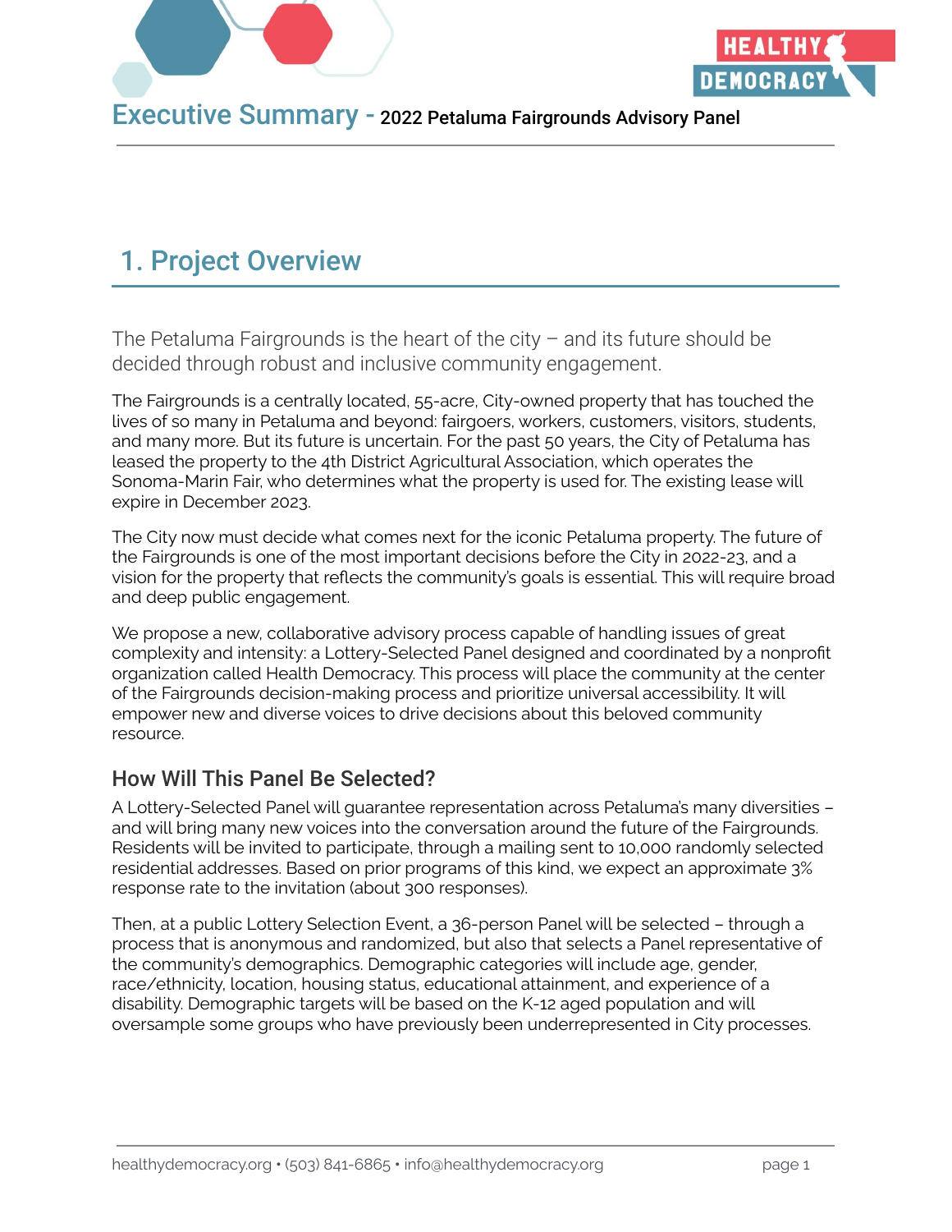# Executive Summary - 2022 Petaluma Fairgrounds Advisory Panel

## 1. Project Overview

The Petaluma Fairgrounds is the heart of the city – and its future should be decided through robust and inclusive community engagement.

The Fairgrounds is a centrally located, 55-acre, City-owned property that has touched the lives of so many in Petaluma and beyond: fairgoers, workers, customers, visitors, students, and many more. But its future is uncertain. For the past 50 years, the City of Petaluma has leased the property to the 4th District Agricultural Association, which operates the Sonoma-Marin Fair, who determines what the property is used for. The existing lease will expire in December 2023.

The City now must decide what comes next for the iconic Petaluma property. The future of the Fairgrounds is one of the most important decisions before the City in 2022-23, and a vision for the property that reflects the community's goals is essential. This will require broad and deep public engagement.

We propose a new, collaborative advisory process capable of handling issues of great complexity and intensity: a Lottery-Selected Panel designed and coordinated by a nonprofit organization called Health Democracy. This process will place the community at the center of the Fairgrounds decision-making process and prioritize universal accessibility. It will empower new and diverse voices to drive decisions about this beloved community resource.

### How Will This Panel Be Selected?

A Lottery-Selected Panel will guarantee representation across Petaluma's many diversities – and will bring many new voices into the conversation around the future of the Fairgrounds. Residents will be invited to participate, through a mailing sent to 10,000 randomly selected residential addresses. Based on prior programs of this kind, we expect an approximate 3% response rate to the invitation (about 300 responses).

Then, at a public Lottery Selection Event, a 36-person Panel will be selected – through a process that is anonymous and randomized, but also that selects a Panel representative of the community's demographics. Demographic categories will include age, gender, race/ethnicity, location, housing status, educational attainment, and experience of a disability. Demographic targets will be based on the K-12 aged population and will oversample some groups who have previously been underrepresented in City processes.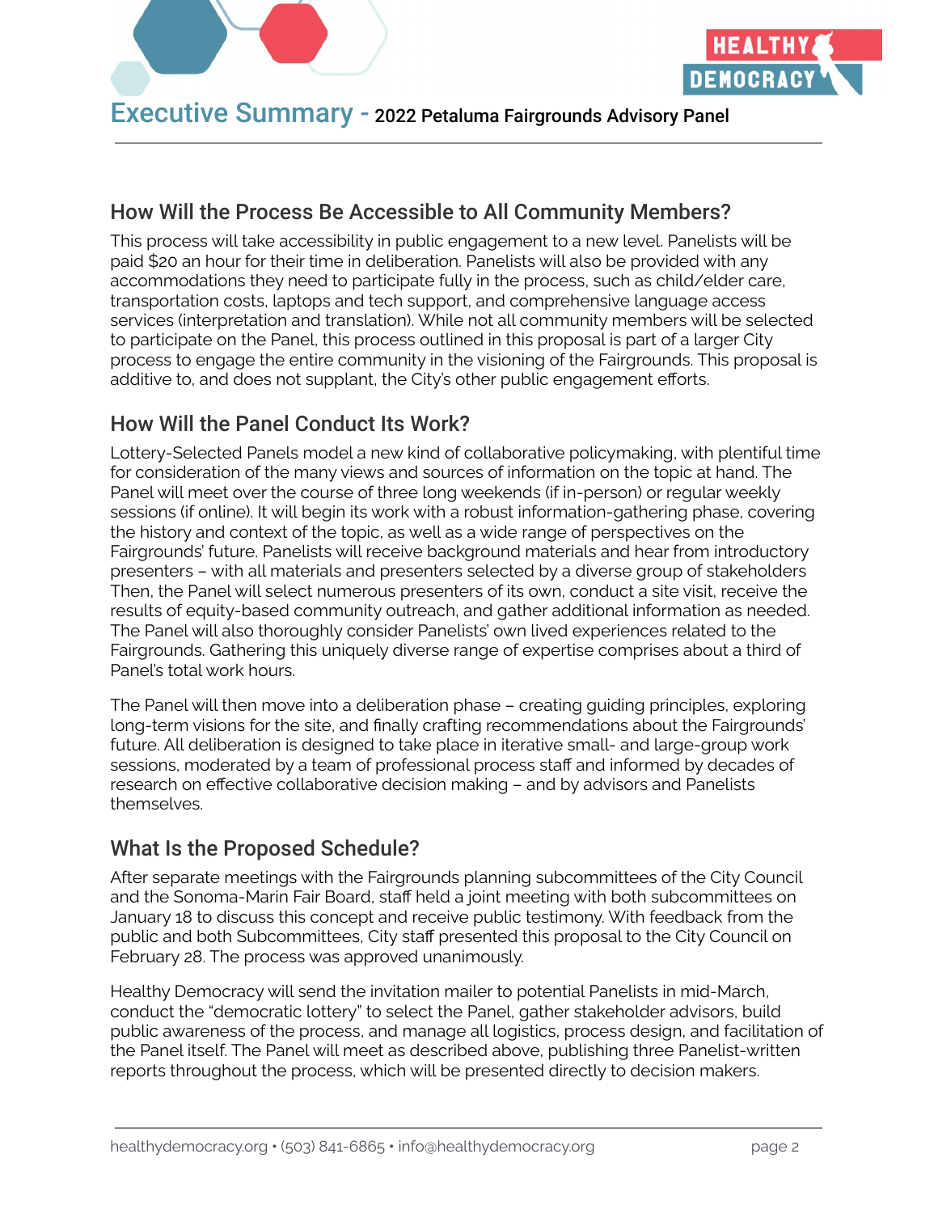## How Will the Process Be Accessible to All Community Members?

This process will take accessibility in public engagement to a new level. Panelists will be paid $20 an hour for their time in deliberation. Panelists will also be provided with any accommodations they need to participate fully in the process, such as child/elder care, transportation costs, laptops and tech support, and comprehensive language access services (interpretation and translation). While not all community members will be selected to participate on the Panel, this process outlined in this proposal is part of a larger City process to engage the entire community in the visioning of the Fairgrounds. This proposal is additive to, and does not supplant, the City's other public engagement efforts.

## How Will the Panel Conduct Its Work?

Lottery-Selected Panels model a new kind of collaborative policymaking, with plentiful time for consideration of the many views and sources of information on the topic at hand. The Panel will meet over the course of three long weekends (if in-person) or regular weekly sessions (if online). It will begin its work with a robust information-gathering phase, covering the history and context of the topic, as well as a wide range of perspectives on the Fairgrounds' future. Panelists will receive background materials and hear from introductory presenters – with all materials and presenters selected by a diverse group of stakeholders Then, the Panel will select numerous presenters of its own, conduct a site visit, receive the results of equity-based community outreach, and gather additional information as needed. The Panel will also thoroughly consider Panelists' own lived experiences related to the Fairgrounds. Gathering this uniquely diverse range of expertise comprises about a third of Panel's total work hours.

The Panel will then move into a deliberation phase – creating guiding principles, exploring long-term visions for the site, and finally crafting recommendations about the Fairgrounds' future. All deliberation is designed to take place in iterative small- and large-group work sessions, moderated by a team of professional process staff and informed by decades of research on effective collaborative decision making – and by advisors and Panelists themselves.

## What Is the Proposed Schedule?

After separate meetings with the Fairgrounds planning subcommittees of the City Council and the Sonoma-Marin Fair Board, staff held a joint meeting with both subcommittees on January 18 to discuss this concept and receive public testimony. With feedback from the public and both Subcommittees, City staff presented this proposal to the City Council on February 28. The process was approved unanimously.

Healthy Democracy will send the invitation mailer to potential Panelists in mid-March, conduct the "democratic lottery" to select the Panel, gather stakeholder advisors, build public awareness of the process, and manage all logistics, process design, and facilitation of the Panel itself. The Panel will meet as described above, publishing three Panelist-written reports throughout the process, which will be presented directly to decision makers.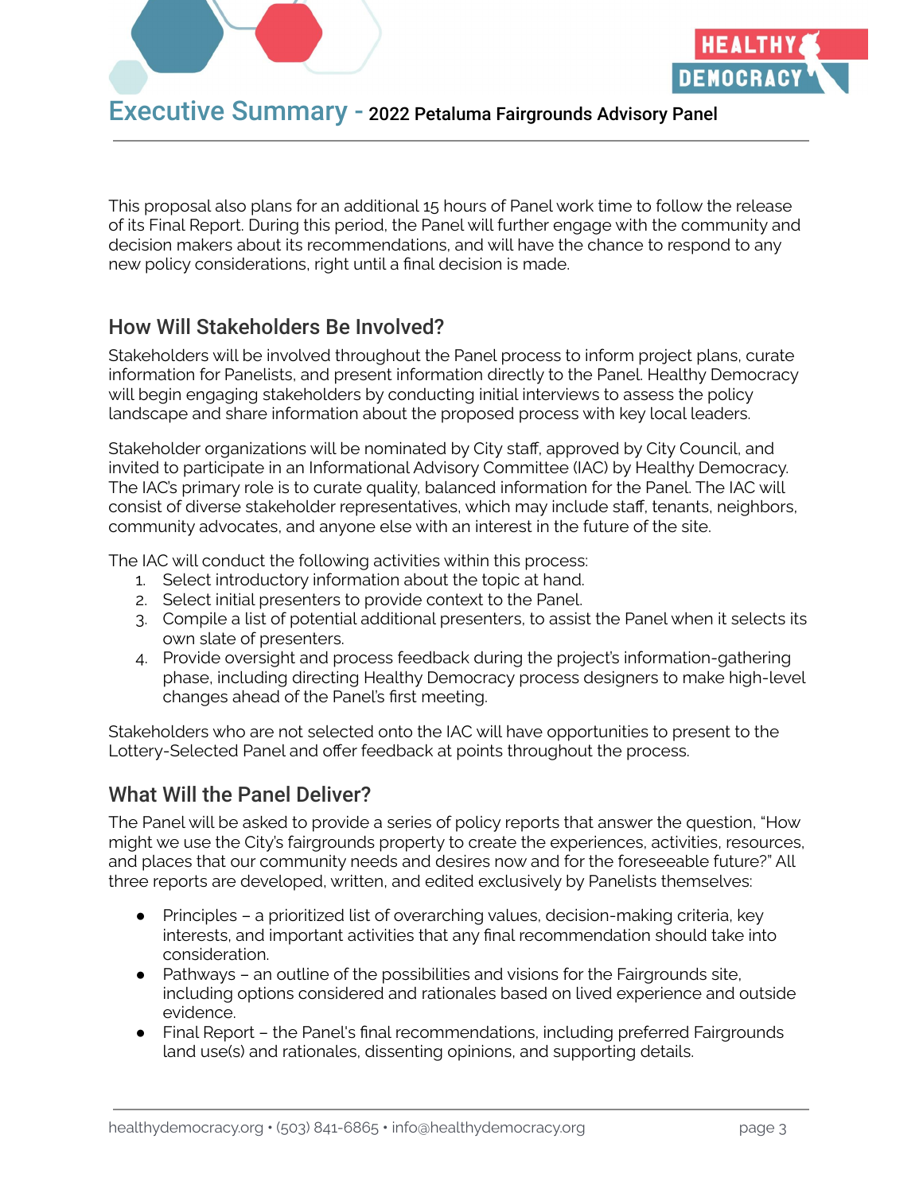This proposal also plans for an additional 15 hours of Panel work time to follow the release of its Final Report. During this period, the Panel will further engage with the community and decision makers about its recommendations, and will have the chance to respond to any new policy considerations, right until a final decision is made.

## How Will Stakeholders Be Involved?

Stakeholders will be involved throughout the Panel process to inform project plans, curate information for Panelists, and present information directly to the Panel. Healthy Democracy will begin engaging stakeholders by conducting initial interviews to assess the policy landscape and share information about the proposed process with key local leaders.

Stakeholder organizations will be nominated by City staff, approved by City Council, and invited to participate in an Informational Advisory Committee (IAC) by Healthy Democracy. The IAC's primary role is to curate quality, balanced information for the Panel. The IAC will consist of diverse stakeholder representatives, which may include staff, tenants, neighbors, community advocates, and anyone else with an interest in the future of the site.

The IAC will conduct the following activities within this process:

1. Select introductory information about the topic at hand.
2. Select initial presenters to provide context to the Panel.
3. Compile a list of potential additional presenters, to assist the Panel when it selects its own slate of presenters.
4. Provide oversight and process feedback during the project's information-gathering phase, including directing Healthy Democracy process designers to make high-level changes ahead of the Panel's first meeting.

Stakeholders who are not selected onto the IAC will have opportunities to present to the Lottery-Selected Panel and offer feedback at points throughout the process.

## What Will the Panel Deliver?

The Panel will be asked to provide a series of policy reports that answer the question, "How might we use the City's fairgrounds property to create the experiences, activities, resources, and places that our community needs and desires now and for the foreseeable future?" All three reports are developed, written, and edited exclusively by Panelists themselves:

- Principles – a prioritized list of overarching values, decision-making criteria, key interests, and important activities that any final recommendation should take into consideration.
- Pathways – an outline of the possibilities and visions for the Fairgrounds site, including options considered and rationales based on lived experience and outside evidence.
- Final Report – the Panel's final recommendations, including preferred Fairgrounds land use(s) and rationales, dissenting opinions, and supporting details.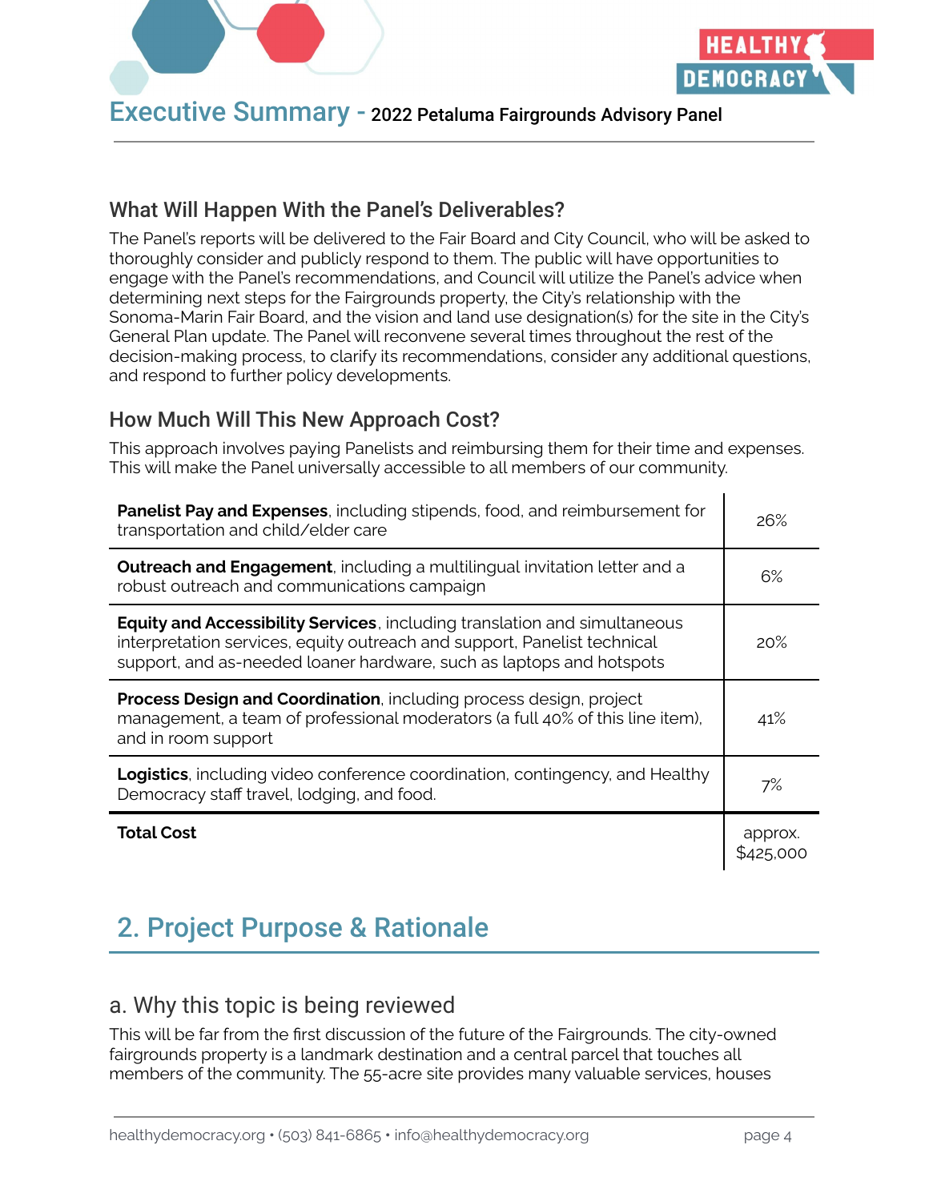### What Will Happen With the Panel's Deliverables?

The Panel's reports will be delivered to the Fair Board and City Council, who will be asked to thoroughly consider and publicly respond to them. The public will have opportunities to engage with the Panel's recommendations, and Council will utilize the Panel's advice when determining next steps for the Fairgrounds property, the City's relationship with the Sonoma-Marin Fair Board, and the vision and land use designation(s) for the site in the City's General Plan update. The Panel will reconvene several times throughout the rest of the decision-making process, to clarify its recommendations, consider any additional questions, and respond to further policy developments.

### How Much Will This New Approach Cost?

This approach involves paying Panelists and reimbursing them for their time and expenses. This will make the Panel universally accessible to all members of our community.

| Item | Share |
|---|---|
| **Panelist Pay and Expenses**, including stipends, food, and reimbursement for transportation and child/elder care | 26% |
| **Outreach and Engagement**, including a multilingual invitation letter and a robust outreach and communications campaign | 6% |
| **Equity and Accessibility Services**, including translation and simultaneous interpretation services, equity outreach and support, Panelist technical support, and as-needed loaner hardware, such as laptops and hotspots | 20% |
| **Process Design and Coordination**, including process design, project management, a team of professional moderators (a full 40% of this line item), and in room support | 41% |
| **Logistics**, including video conference coordination, contingency, and Healthy Democracy staff travel, lodging, and food. | 7% |
| **Total Cost** | approx. $425,000 |

## 2. Project Purpose & Rationale

### a. Why this topic is being reviewed

This will be far from the first discussion of the future of the Fairgrounds. The city-owned fairgrounds property is a landmark destination and a central parcel that touches all members of the community. The 55-acre site provides many valuable services, houses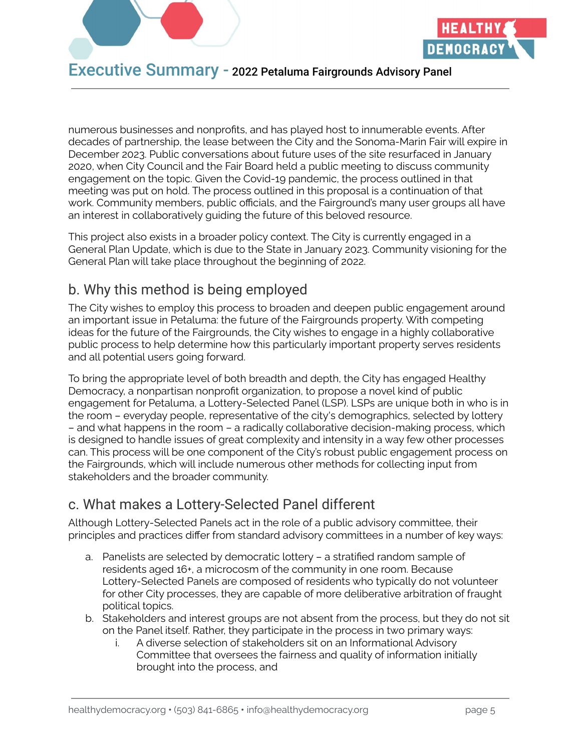numerous businesses and nonprofits, and has played host to innumerable events. After decades of partnership, the lease between the City and the Sonoma-Marin Fair will expire in December 2023. Public conversations about future uses of the site resurfaced in January 2020, when City Council and the Fair Board held a public meeting to discuss community engagement on the topic. Given the Covid-19 pandemic, the process outlined in that meeting was put on hold. The process outlined in this proposal is a continuation of that work. Community members, public officials, and the Fairground's many user groups all have an interest in collaboratively guiding the future of this beloved resource.

This project also exists in a broader policy context. The City is currently engaged in a General Plan Update, which is due to the State in January 2023. Community visioning for the General Plan will take place throughout the beginning of 2022.

## b. Why this method is being employed

The City wishes to employ this process to broaden and deepen public engagement around an important issue in Petaluma: the future of the Fairgrounds property. With competing ideas for the future of the Fairgrounds, the City wishes to engage in a highly collaborative public process to help determine how this particularly important property serves residents and all potential users going forward.

To bring the appropriate level of both breadth and depth, the City has engaged Healthy Democracy, a nonpartisan nonprofit organization, to propose a novel kind of public engagement for Petaluma, a Lottery-Selected Panel (LSP). LSPs are unique both in who is in the room – everyday people, representative of the city's demographics, selected by lottery – and what happens in the room – a radically collaborative decision-making process, which is designed to handle issues of great complexity and intensity in a way few other processes can. This process will be one component of the City's robust public engagement process on the Fairgrounds, which will include numerous other methods for collecting input from stakeholders and the broader community.

## c. What makes a Lottery-Selected Panel different

Although Lottery-Selected Panels act in the role of a public advisory committee, their principles and practices differ from standard advisory committees in a number of key ways:

a. Panelists are selected by democratic lottery – a stratified random sample of residents aged 16+, a microcosm of the community in one room. Because Lottery-Selected Panels are composed of residents who typically do not volunteer for other City processes, they are capable of more deliberative arbitration of fraught political topics.
b. Stakeholders and interest groups are not absent from the process, but they do not sit on the Panel itself. Rather, they participate in the process in two primary ways:
    i. A diverse selection of stakeholders sit on an Informational Advisory Committee that oversees the fairness and quality of information initially brought into the process, and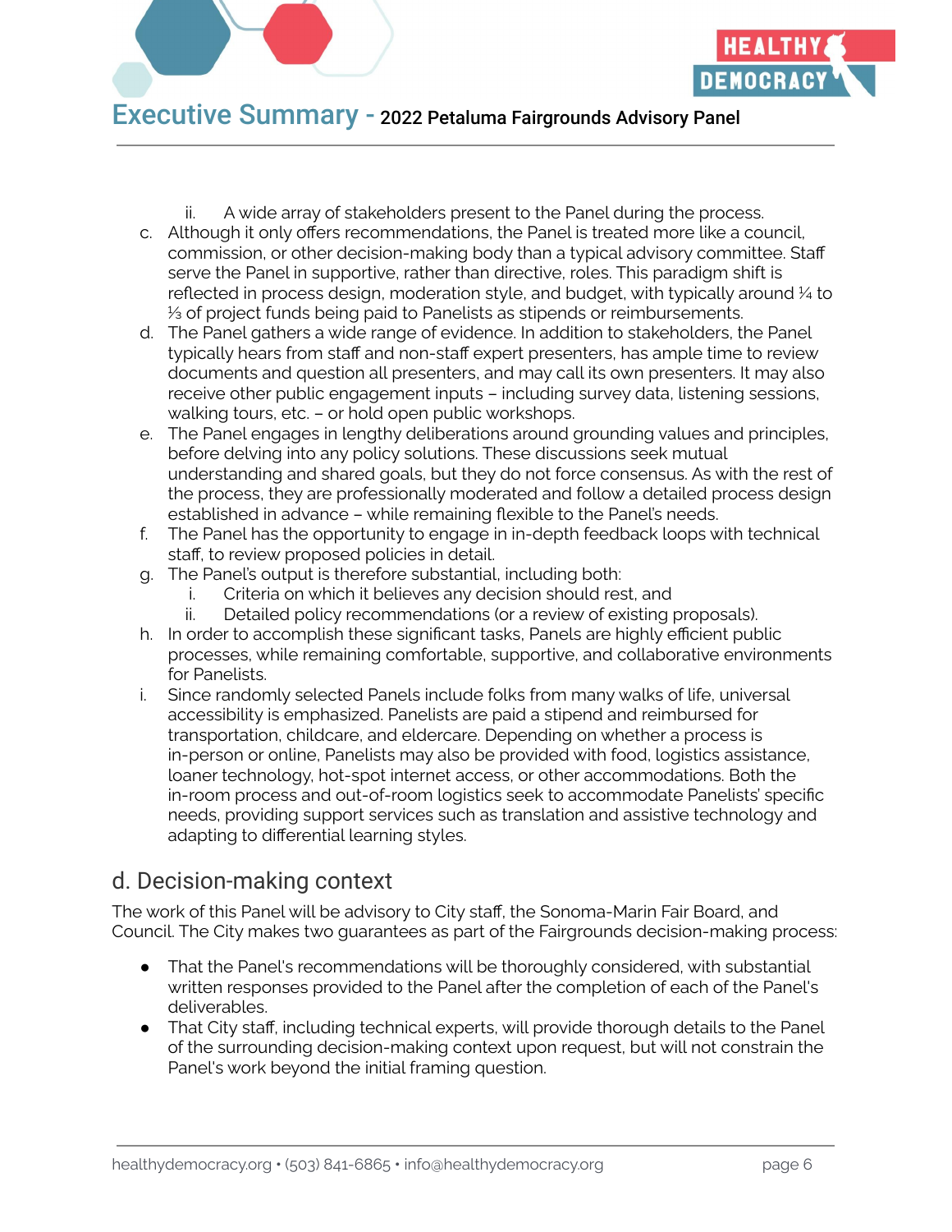ii. A wide array of stakeholders present to the Panel during the process.

c. Although it only offers recommendations, the Panel is treated more like a council, commission, or other decision-making body than a typical advisory committee. Staff serve the Panel in supportive, rather than directive, roles. This paradigm shift is reflected in process design, moderation style, and budget, with typically around ¼ to ⅓ of project funds being paid to Panelists as stipends or reimbursements.

d. The Panel gathers a wide range of evidence. In addition to stakeholders, the Panel typically hears from staff and non-staff expert presenters, has ample time to review documents and question all presenters, and may call its own presenters. It may also receive other public engagement inputs – including survey data, listening sessions, walking tours, etc. – or hold open public workshops.

e. The Panel engages in lengthy deliberations around grounding values and principles, before delving into any policy solutions. These discussions seek mutual understanding and shared goals, but they do not force consensus. As with the rest of the process, they are professionally moderated and follow a detailed process design established in advance – while remaining flexible to the Panel's needs.

f. The Panel has the opportunity to engage in in-depth feedback loops with technical staff, to review proposed policies in detail.

g. The Panel's output is therefore substantial, including both:
   i. Criteria on which it believes any decision should rest, and
   ii. Detailed policy recommendations (or a review of existing proposals).

h. In order to accomplish these significant tasks, Panels are highly efficient public processes, while remaining comfortable, supportive, and collaborative environments for Panelists.

i. Since randomly selected Panels include folks from many walks of life, universal accessibility is emphasized. Panelists are paid a stipend and reimbursed for transportation, childcare, and eldercare. Depending on whether a process is in-person or online, Panelists may also be provided with food, logistics assistance, loaner technology, hot-spot internet access, or other accommodations. Both the in-room process and out-of-room logistics seek to accommodate Panelists' specific needs, providing support services such as translation and assistive technology and adapting to differential learning styles.

## d. Decision-making context

The work of this Panel will be advisory to City staff, the Sonoma-Marin Fair Board, and Council. The City makes two guarantees as part of the Fairgrounds decision-making process:

- That the Panel's recommendations will be thoroughly considered, with substantial written responses provided to the Panel after the completion of each of the Panel's deliverables.
- That City staff, including technical experts, will provide thorough details to the Panel of the surrounding decision-making context upon request, but will not constrain the Panel's work beyond the initial framing question.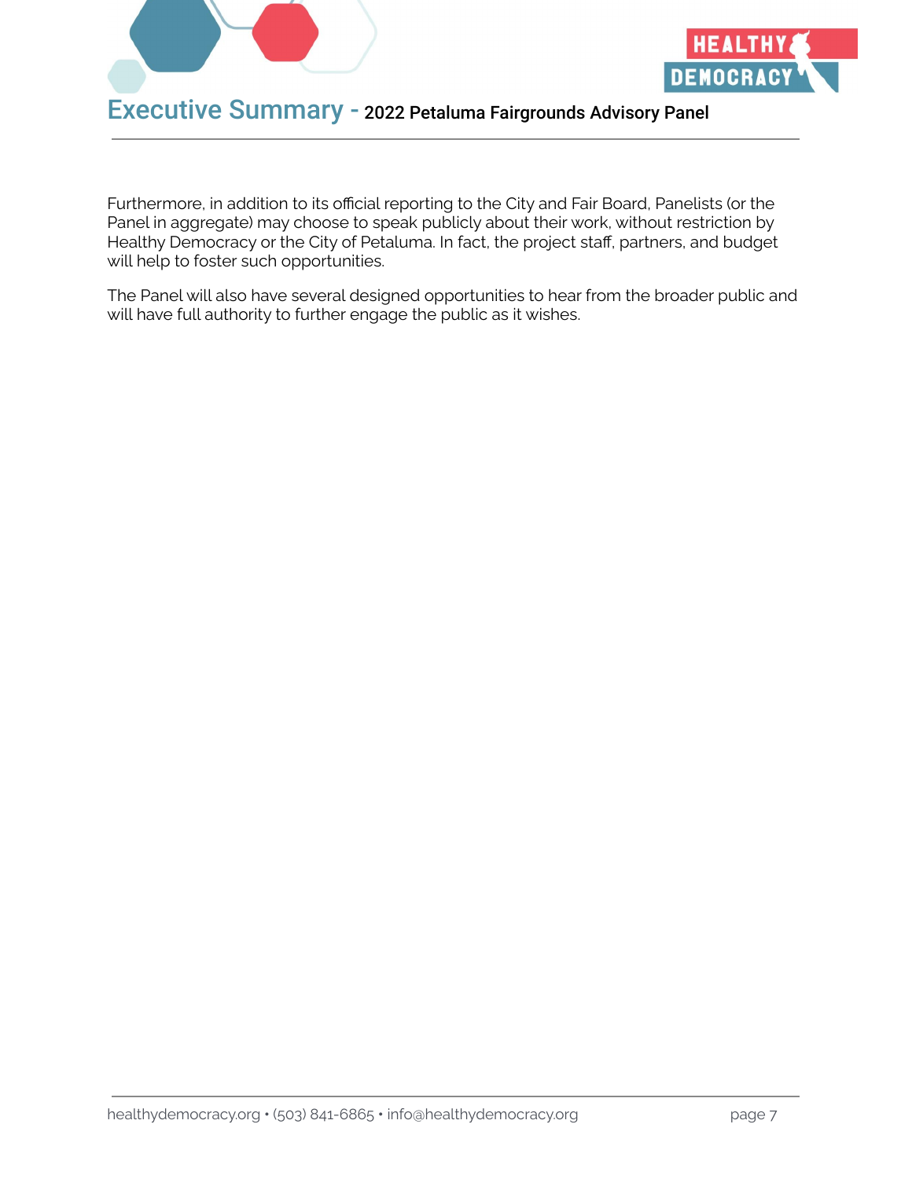Furthermore, in addition to its official reporting to the City and Fair Board, Panelists (or the Panel in aggregate) may choose to speak publicly about their work, without restriction by Healthy Democracy or the City of Petaluma. In fact, the project staff, partners, and budget will help to foster such opportunities.

The Panel will also have several designed opportunities to hear from the broader public and will have full authority to further engage the public as it wishes.